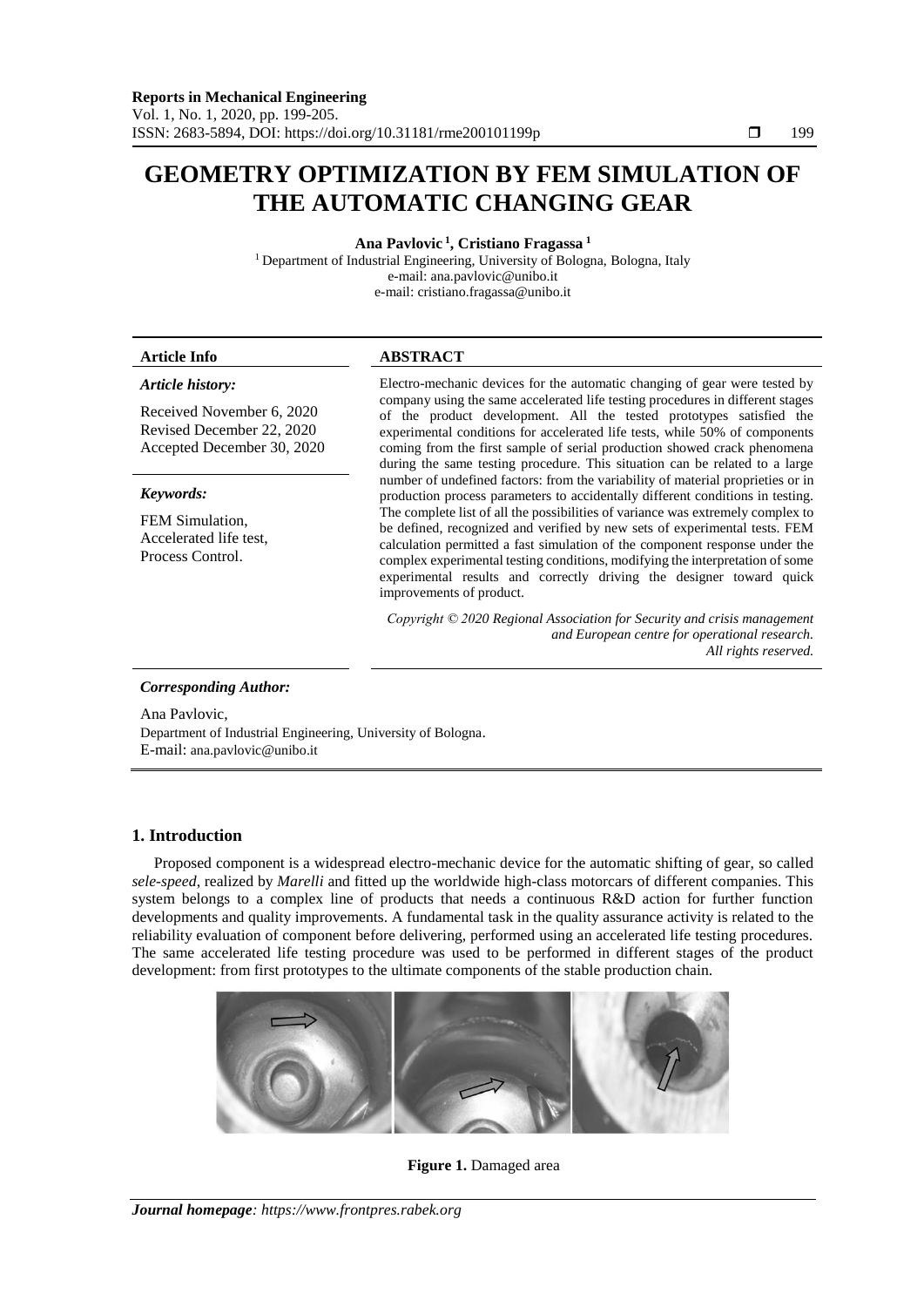# GEOMETRY OPTIMIZATION BY FEM SIMULATION OF THE AUTOMATIC CHANGING GEAR

**Ana Pavlovic [1], Cristiano Fragassa [1]**

[1] Department of Industrial Engineering, University of Bologna, Bologna, Italy
e-mail: ana.pavlovic@unibo.it
e-mail: cristiano.fragassa@unibo.it

**Article Info**

*Article history:*

Received November 6, 2020
Revised December 22, 2020
Accepted December 30, 2020

*Keywords:*

FEM Simulation,
Accelerated life test,
Process Control.

**ABSTRACT**

Electro-mechanic devices for the automatic changing of gear were tested by company using the same accelerated life testing procedures in different stages of the product development. All the tested prototypes satisfied the experimental conditions for accelerated life tests, while 50% of components coming from the first sample of serial production showed crack phenomena during the same testing procedure. This situation can be related to a large number of undefined factors: from the variability of material proprieties or in production process parameters to accidentally different conditions in testing. The complete list of all the possibilities of variance was extremely complex to be defined, recognized and verified by new sets of experimental tests. FEM calculation permitted a fast simulation of the component response under the complex experimental testing conditions, modifying the interpretation of some experimental results and correctly driving the designer toward quick improvements of product.

*Copyright © 2020 Regional Association for Security and crisis management and European centre for operational research. All rights reserved.*

*Corresponding Author:*

Ana Pavlovic,
Department of Industrial Engineering, University of Bologna.
E-mail: ana.pavlovic@unibo.it

## 1. Introduction

Proposed component is a widespread electro-mechanic device for the automatic shifting of gear, so called *sele-speed*, realized by *Marelli* and fitted up the worldwide high-class motorcars of different companies. This system belongs to a complex line of products that needs a continuous R&D action for further function developments and quality improvements. A fundamental task in the quality assurance activity is related to the reliability evaluation of component before delivering, performed using an accelerated life testing procedures. The same accelerated life testing procedure was used to be performed in different stages of the product development: from first prototypes to the ultimate components of the stable production chain.

**Figure 1.** Damaged area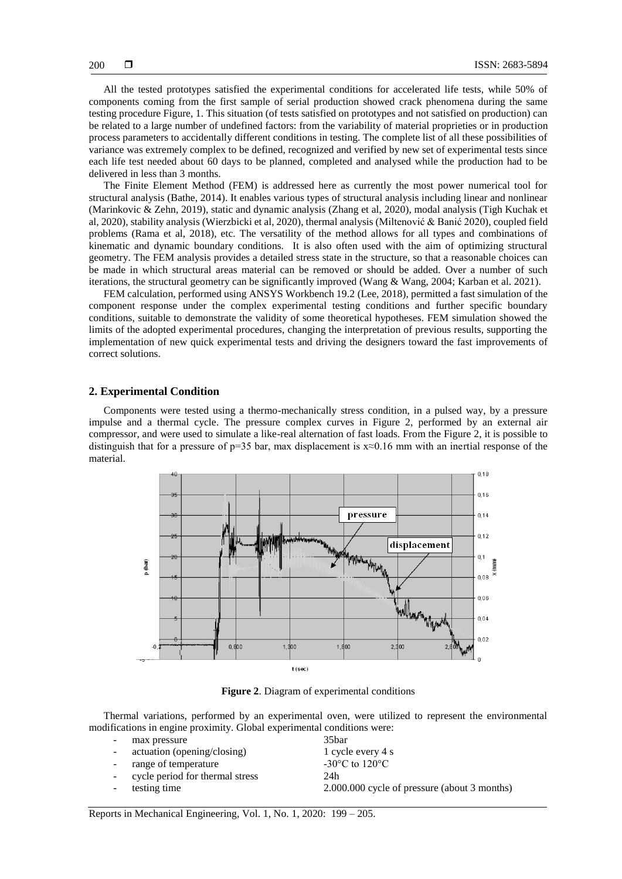All the tested prototypes satisfied the experimental conditions for accelerated life tests, while 50% of components coming from the first sample of serial production showed crack phenomena during the same testing procedure Figure, 1. This situation (of tests satisfied on prototypes and not satisfied on production) can be related to a large number of undefined factors: from the variability of material proprieties or in production process parameters to accidentally different conditions in testing. The complete list of all these possibilities of variance was extremely complex to be defined, recognized and verified by new set of experimental tests since each life test needed about 60 days to be planned, completed and analysed while the production had to be delivered in less than 3 months.

The Finite Element Method (FEM) is addressed here as currently the most power numerical tool for structural analysis (Bathe, 2014). It enables various types of structural analysis including linear and nonlinear (Marinkovic & Zehn, 2019), static and dynamic analysis (Zhang et al, 2020), modal analysis (Tigh Kuchak et al, 2020), stability analysis (Wierzbicki et al, 2020), thermal analysis (Miltenović & Banić 2020), coupled field problems (Rama et al, 2018), etc. The versatility of the method allows for all types and combinations of kinematic and dynamic boundary conditions. It is also often used with the aim of optimizing structural geometry. The FEM analysis provides a detailed stress state in the structure, so that a reasonable choices can be made in which structural areas material can be removed or should be added. Over a number of such iterations, the structural geometry can be significantly improved (Wang & Wang, 2004; Karban et al. 2021).

FEM calculation, performed using ANSYS Workbench 19.2 (Lee, 2018), permitted a fast simulation of the component response under the complex experimental testing conditions and further specific boundary conditions, suitable to demonstrate the validity of some theoretical hypotheses. FEM simulation showed the limits of the adopted experimental procedures, changing the interpretation of previous results, supporting the implementation of new quick experimental tests and driving the designers toward the fast improvements of correct solutions.

## 2. Experimental Condition

Components were tested using a thermo-mechanically stress condition, in a pulsed way, by a pressure impulse and a thermal cycle. The pressure complex curves in Figure 2, performed by an external air compressor, and were used to simulate a like-real alternation of fast loads. From the Figure 2, it is possible to distinguish that for a pressure of p=35 bar, max displacement is x≈0.16 mm with an inertial response of the material.

**Figure 2**. Diagram of experimental conditions

Thermal variations, performed by an experimental oven, were utilized to represent the environmental modifications in engine proximity. Global experimental conditions were:

- max pressure — 35bar
- actuation (opening/closing) — 1 cycle every 4 s
- range of temperature — -30°C to 120°C
- cycle period for thermal stress — 24h
- testing time — 2.000.000 cycle of pressure (about 3 months)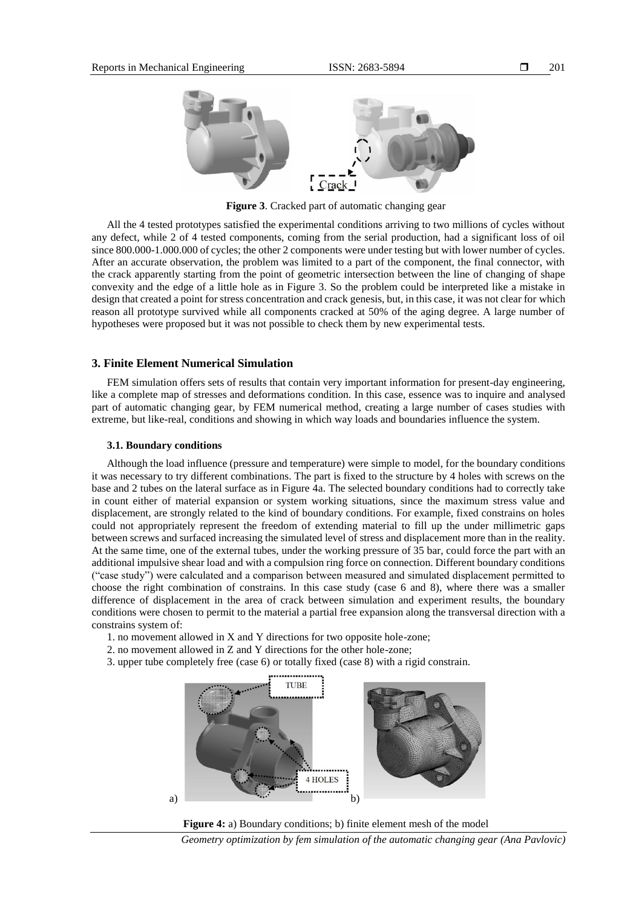**Figure 3**. Cracked part of automatic changing gear

All the 4 tested prototypes satisfied the experimental conditions arriving to two millions of cycles without any defect, while 2 of 4 tested components, coming from the serial production, had a significant loss of oil since 800.000-1.000.000 of cycles; the other 2 components were under testing but with lower number of cycles. After an accurate observation, the problem was limited to a part of the component, the final connector, with the crack apparently starting from the point of geometric intersection between the line of changing of shape convexity and the edge of a little hole as in Figure 3. So the problem could be interpreted like a mistake in design that created a point for stress concentration and crack genesis, but, in this case, it was not clear for which reason all prototype survived while all components cracked at 50% of the aging degree. A large number of hypotheses were proposed but it was not possible to check them by new experimental tests.

## 3. Finite Element Numerical Simulation

FEM simulation offers sets of results that contain very important information for present-day engineering, like a complete map of stresses and deformations condition. In this case, essence was to inquire and analysed part of automatic changing gear, by FEM numerical method, creating a large number of cases studies with extreme, but like-real, conditions and showing in which way loads and boundaries influence the system.

### 3.1. Boundary conditions

Although the load influence (pressure and temperature) were simple to model, for the boundary conditions it was necessary to try different combinations. The part is fixed to the structure by 4 holes with screws on the base and 2 tubes on the lateral surface as in Figure 4a. The selected boundary conditions had to correctly take in count either of material expansion or system working situations, since the maximum stress value and displacement, are strongly related to the kind of boundary conditions. For example, fixed constrains on holes could not appropriately represent the freedom of extending material to fill up the under millimetric gaps between screws and surfaced increasing the simulated level of stress and displacement more than in the reality. At the same time, one of the external tubes, under the working pressure of 35 bar, could force the part with an additional impulsive shear load and with a compulsion ring force on connection. Different boundary conditions ("case study") were calculated and a comparison between measured and simulated displacement permitted to choose the right combination of constrains. In this case study (case 6 and 8), where there was a smaller difference of displacement in the area of crack between simulation and experiment results, the boundary conditions were chosen to permit to the material a partial free expansion along the transversal direction with a constrains system of:

1. no movement allowed in X and Y directions for two opposite hole-zone;
2. no movement allowed in Z and Y directions for the other hole-zone;
3. upper tube completely free (case 6) or totally fixed (case 8) with a rigid constrain.

**Figure 4:** a) Boundary conditions; b) finite element mesh of the model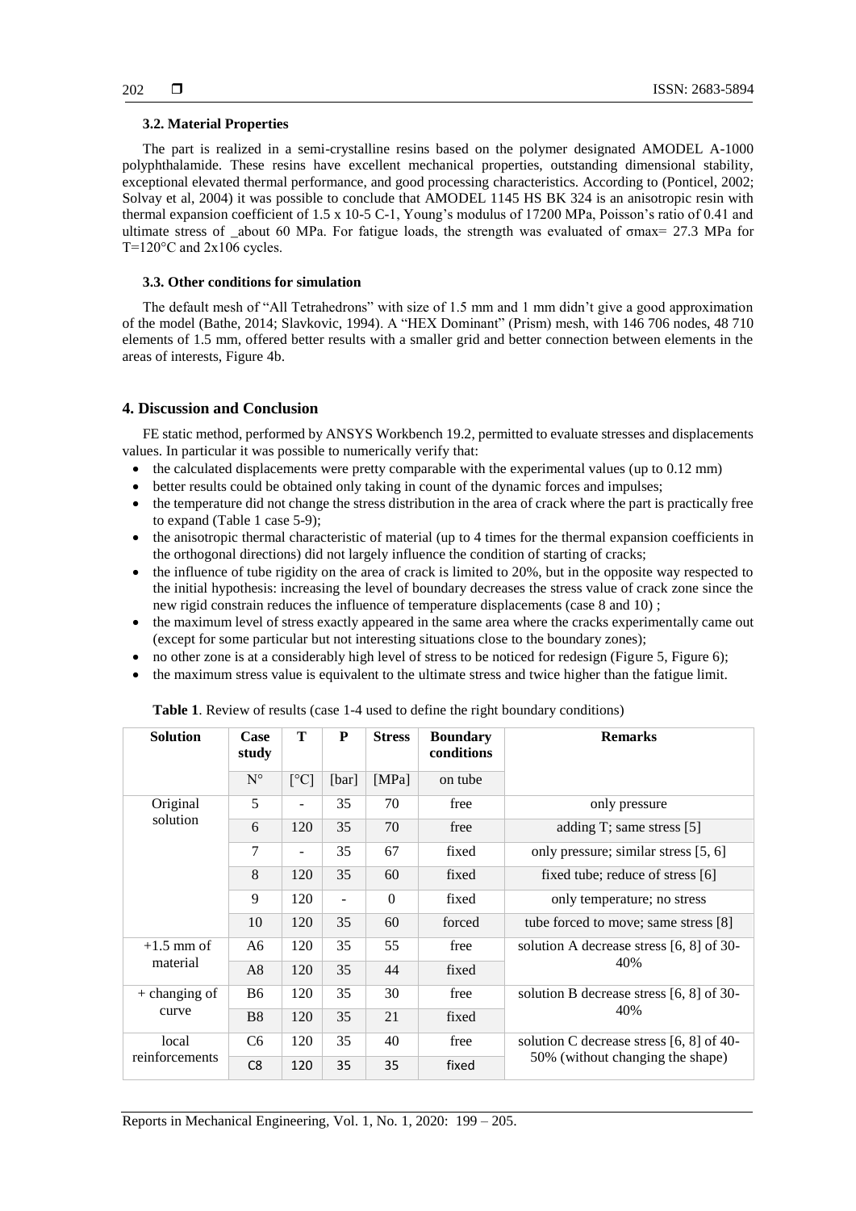### 3.2. Material Properties

The part is realized in a semi-crystalline resins based on the polymer designated AMODEL A-1000 polyphthalamide. These resins have excellent mechanical properties, outstanding dimensional stability, exceptional elevated thermal performance, and good processing characteristics. According to (Ponticel, 2002; Solvay et al, 2004) it was possible to conclude that AMODEL 1145 HS BK 324 is an anisotropic resin with thermal expansion coefficient of 1.5 x 10-5 C-1, Young's modulus of 17200 MPa, Poisson's ratio of 0.41 and ultimate stress of _about 60 MPa. For fatigue loads, the strength was evaluated of $\sigma$max= 27.3 MPa for T=120°C and 2x106 cycles.

### 3.3. Other conditions for simulation

The default mesh of "All Tetrahedrons" with size of 1.5 mm and 1 mm didn't give a good approximation of the model (Bathe, 2014; Slavkovic, 1994). A "HEX Dominant" (Prism) mesh, with 146 706 nodes, 48 710 elements of 1.5 mm, offered better results with a smaller grid and better connection between elements in the areas of interests, Figure 4b.

## 4. Discussion and Conclusion

FE static method, performed by ANSYS Workbench 19.2, permitted to evaluate stresses and displacements values. In particular it was possible to numerically verify that:

- the calculated displacements were pretty comparable with the experimental values (up to 0.12 mm)
- better results could be obtained only taking in count of the dynamic forces and impulses;
- the temperature did not change the stress distribution in the area of crack where the part is practically free to expand (Table 1 case 5-9);
- the anisotropic thermal characteristic of material (up to 4 times for the thermal expansion coefficients in the orthogonal directions) did not largely influence the condition of starting of cracks;
- the influence of tube rigidity on the area of crack is limited to 20%, but in the opposite way respected to the initial hypothesis: increasing the level of boundary decreases the stress value of crack zone since the new rigid constrain reduces the influence of temperature displacements (case 8 and 10) ;
- the maximum level of stress exactly appeared in the same area where the cracks experimentally came out (except for some particular but not interesting situations close to the boundary zones);
- no other zone is at a considerably high level of stress to be noticed for redesign (Figure 5, Figure 6);
- the maximum stress value is equivalent to the ultimate stress and twice higher than the fatigue limit.

**Table 1**. Review of results (case 1-4 used to define the right boundary conditions)

| Solution | Case study | T | P | Stress | Boundary conditions | Remarks |
|---|---|---|---|---|---|---|
| | N° | [°C] | [bar] | [MPa] | on tube | |
| Original solution | 5 | - | 35 | 70 | free | only pressure |
| | 6 | 120 | 35 | 70 | free | adding T; same stress [5] |
| | 7 | - | 35 | 67 | fixed | only pressure; similar stress [5, 6] |
| | 8 | 120 | 35 | 60 | fixed | fixed tube; reduce of stress [6] |
| | 9 | 120 | - | 0 | fixed | only temperature; no stress |
| | 10 | 120 | 35 | 60 | forced | tube forced to move; same stress [8] |
| +1.5 mm of material | A6 | 120 | 35 | 55 | free | solution A decrease stress [6, 8] of 30-40% |
| | A8 | 120 | 35 | 44 | fixed | |
| + changing of curve | B6 | 120 | 35 | 30 | free | solution B decrease stress [6, 8] of 30-40% |
| | B8 | 120 | 35 | 21 | fixed | |
| local reinforcements | C6 | 120 | 35 | 40 | free | solution C decrease stress [6, 8] of 40-50% (without changing the shape) |
| | C8 | 120 | 35 | 35 | fixed | |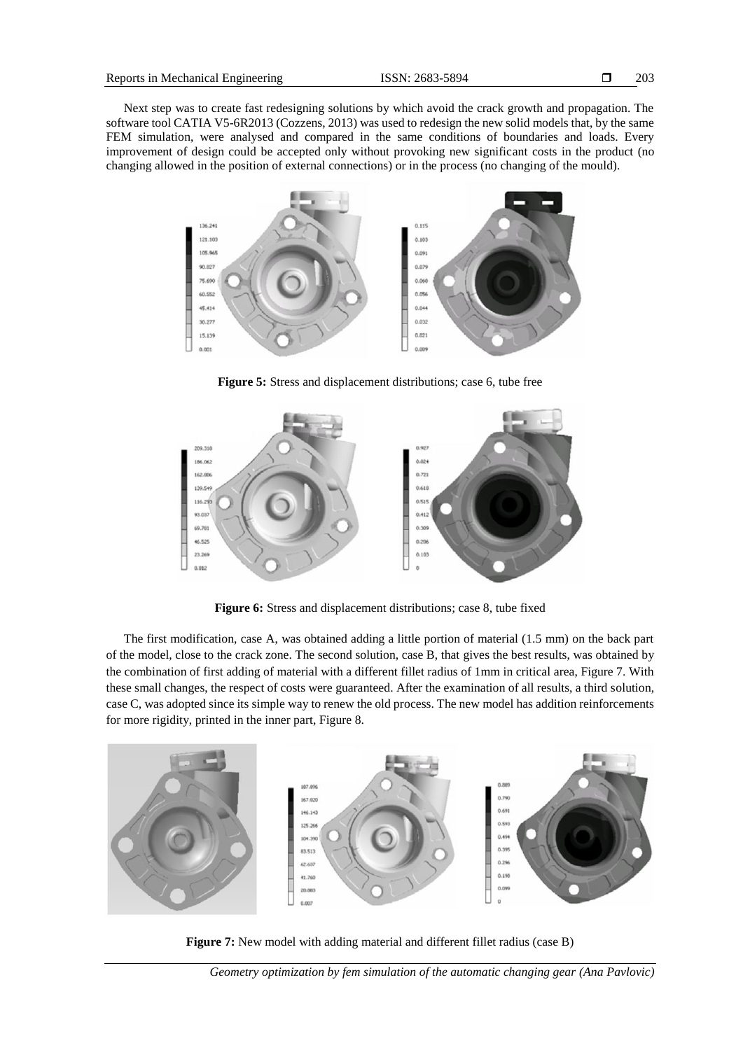Next step was to create fast redesigning solutions by which avoid the crack growth and propagation. The software tool CATIA V5-6R2013 (Cozzens, 2013) was used to redesign the new solid models that, by the same FEM simulation, were analysed and compared in the same conditions of boundaries and loads. Every improvement of design could be accepted only without provoking new significant costs in the product (no changing allowed in the position of external connections) or in the process (no changing of the mould).

**Figure 5:** Stress and displacement distributions; case 6, tube free

**Figure 6:** Stress and displacement distributions; case 8, tube fixed

The first modification, case A, was obtained adding a little portion of material (1.5 mm) on the back part of the model, close to the crack zone. The second solution, case B, that gives the best results, was obtained by the combination of first adding of material with a different fillet radius of 1mm in critical area, Figure 7. With these small changes, the respect of costs were guaranteed. After the examination of all results, a third solution, case C, was adopted since its simple way to renew the old process. The new model has addition reinforcements for more rigidity, printed in the inner part, Figure 8.

**Figure 7:** New model with adding material and different fillet radius (case B)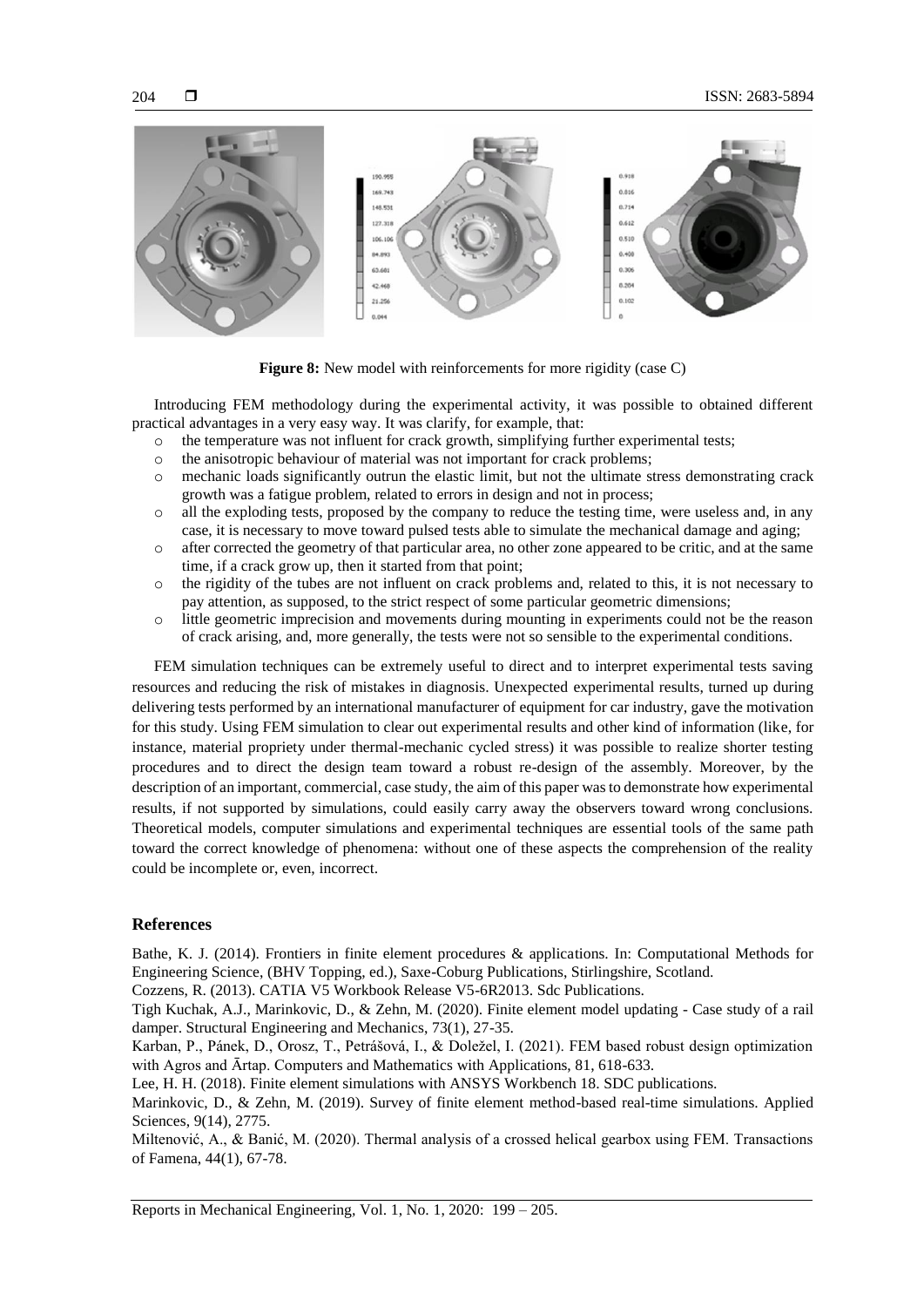**Figure 8:** New model with reinforcements for more rigidity (case C)

Introducing FEM methodology during the experimental activity, it was possible to obtained different practical advantages in a very easy way. It was clarify, for example, that:

- the temperature was not influent for crack growth, simplifying further experimental tests;
- the anisotropic behaviour of material was not important for crack problems;
- mechanic loads significantly outrun the elastic limit, but not the ultimate stress demonstrating crack growth was a fatigue problem, related to errors in design and not in process;
- all the exploding tests, proposed by the company to reduce the testing time, were useless and, in any case, it is necessary to move toward pulsed tests able to simulate the mechanical damage and aging;
- after corrected the geometry of that particular area, no other zone appeared to be critic, and at the same time, if a crack grow up, then it started from that point;
- the rigidity of the tubes are not influent on crack problems and, related to this, it is not necessary to pay attention, as supposed, to the strict respect of some particular geometric dimensions;
- little geometric imprecision and movements during mounting in experiments could not be the reason of crack arising, and, more generally, the tests were not so sensible to the experimental conditions.

FEM simulation techniques can be extremely useful to direct and to interpret experimental tests saving resources and reducing the risk of mistakes in diagnosis. Unexpected experimental results, turned up during delivering tests performed by an international manufacturer of equipment for car industry, gave the motivation for this study. Using FEM simulation to clear out experimental results and other kind of information (like, for instance, material propriety under thermal-mechanic cycled stress) it was possible to realize shorter testing procedures and to direct the design team toward a robust re-design of the assembly. Moreover, by the description of an important, commercial, case study, the aim of this paper was to demonstrate how experimental results, if not supported by simulations, could easily carry away the observers toward wrong conclusions. Theoretical models, computer simulations and experimental techniques are essential tools of the same path toward the correct knowledge of phenomena: without one of these aspects the comprehension of the reality could be incomplete or, even, incorrect.

## References

Bathe, K. J. (2014). Frontiers in finite element procedures & applications. In: Computational Methods for Engineering Science, (BHV Topping, ed.), Saxe-Coburg Publications, Stirlingshire, Scotland.

Cozzens, R. (2013). CATIA V5 Workbook Release V5-6R2013. Sdc Publications.

Tigh Kuchak, A.J., Marinkovic, D., & Zehn, M. (2020). Finite element model updating - Case study of a rail damper. Structural Engineering and Mechanics, 73(1), 27-35.

Karban, P., Pánek, D., Orosz, T., Petrášová, I., & Doležel, I. (2021). FEM based robust design optimization with Agros and Ārtap. Computers and Mathematics with Applications, 81, 618-633.

Lee, H. H. (2018). Finite element simulations with ANSYS Workbench 18. SDC publications.

Marinkovic, D., & Zehn, M. (2019). Survey of finite element method-based real-time simulations. Applied Sciences, 9(14), 2775.

Miltenović, A., & Banić, M. (2020). Thermal analysis of a crossed helical gearbox using FEM. Transactions of Famena, 44(1), 67-78.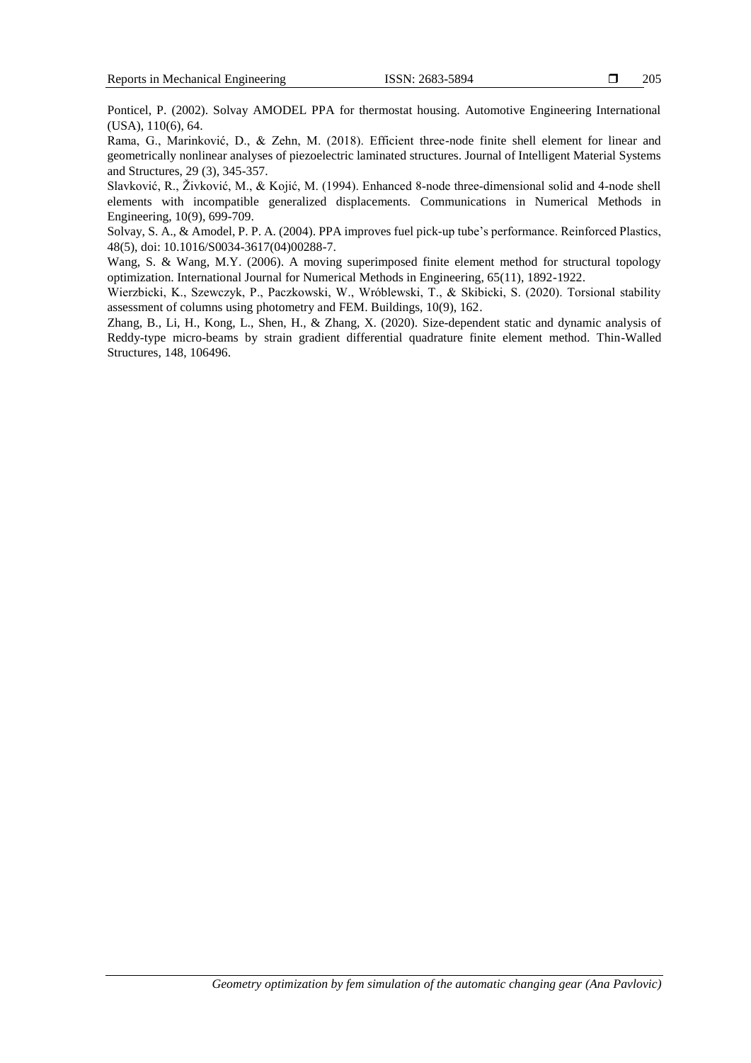Ponticel, P. (2002). Solvay AMODEL PPA for thermostat housing. Automotive Engineering International (USA), 110(6), 64.

Rama, G., Marinković, D., & Zehn, M. (2018). Efficient three-node finite shell element for linear and geometrically nonlinear analyses of piezoelectric laminated structures. Journal of Intelligent Material Systems and Structures, 29 (3), 345-357.

Slavković, R., Živković, M., & Kojić, M. (1994). Enhanced 8-node three-dimensional solid and 4-node shell elements with incompatible generalized displacements. Communications in Numerical Methods in Engineering, 10(9), 699-709.

Solvay, S. A., & Amodel, P. P. A. (2004). PPA improves fuel pick-up tube's performance. Reinforced Plastics, 48(5), doi: 10.1016/S0034-3617(04)00288-7.

Wang, S. & Wang, M.Y. (2006). A moving superimposed finite element method for structural topology optimization. International Journal for Numerical Methods in Engineering, 65(11), 1892-1922.

Wierzbicki, K., Szewczyk, P., Paczkowski, W., Wróblewski, T., & Skibicki, S. (2020). Torsional stability assessment of columns using photometry and FEM. Buildings, 10(9), 162.

Zhang, B., Li, H., Kong, L., Shen, H., & Zhang, X. (2020). Size-dependent static and dynamic analysis of Reddy-type micro-beams by strain gradient differential quadrature finite element method. Thin-Walled Structures, 148, 106496.